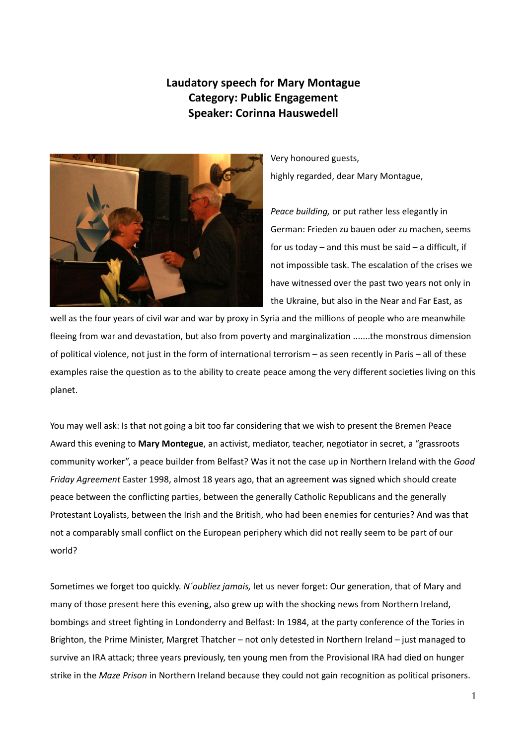**Laudatory speech for Mary Montague**
**Category: Public Engagement**
**Speaker: Corinna Hauswedell**

Very honoured guests,
highly regarded, dear Mary Montague,

*Peace building,* or put rather less elegantly in German: Frieden zu bauen oder zu machen, seems for us today – and this must be said – a difficult, if not impossible task. The escalation of the crises we have witnessed over the past two years not only in the Ukraine, but also in the Near and Far East, as well as the four years of civil war and war by proxy in Syria and the millions of people who are meanwhile fleeing from war and devastation, but also from poverty and marginalization .......the monstrous dimension of political violence, not just in the form of international terrorism – as seen recently in Paris – all of these examples raise the question as to the ability to create peace among the very different societies living on this planet.

You may well ask: Is that not going a bit too far considering that we wish to present the Bremen Peace Award this evening to **Mary Montegue**, an activist, mediator, teacher, negotiator in secret, a "grassroots community worker", a peace builder from Belfast? Was it not the case up in Northern Ireland with the *Good Friday Agreement* Easter 1998, almost 18 years ago, that an agreement was signed which should create peace between the conflicting parties, between the generally Catholic Republicans and the generally Protestant Loyalists, between the Irish and the British, who had been enemies for centuries? And was that not a comparably small conflict on the European periphery which did not really seem to be part of our world?

Sometimes we forget too quickly. *N´oubliez jamais,* let us never forget: Our generation, that of Mary and many of those present here this evening, also grew up with the shocking news from Northern Ireland, bombings and street fighting in Londonderry and Belfast: In 1984, at the party conference of the Tories in Brighton, the Prime Minister, Margret Thatcher – not only detested in Northern Ireland – just managed to survive an IRA attack; three years previously, ten young men from the Provisional IRA had died on hunger strike in the *Maze Prison* in Northern Ireland because they could not gain recognition as political prisoners.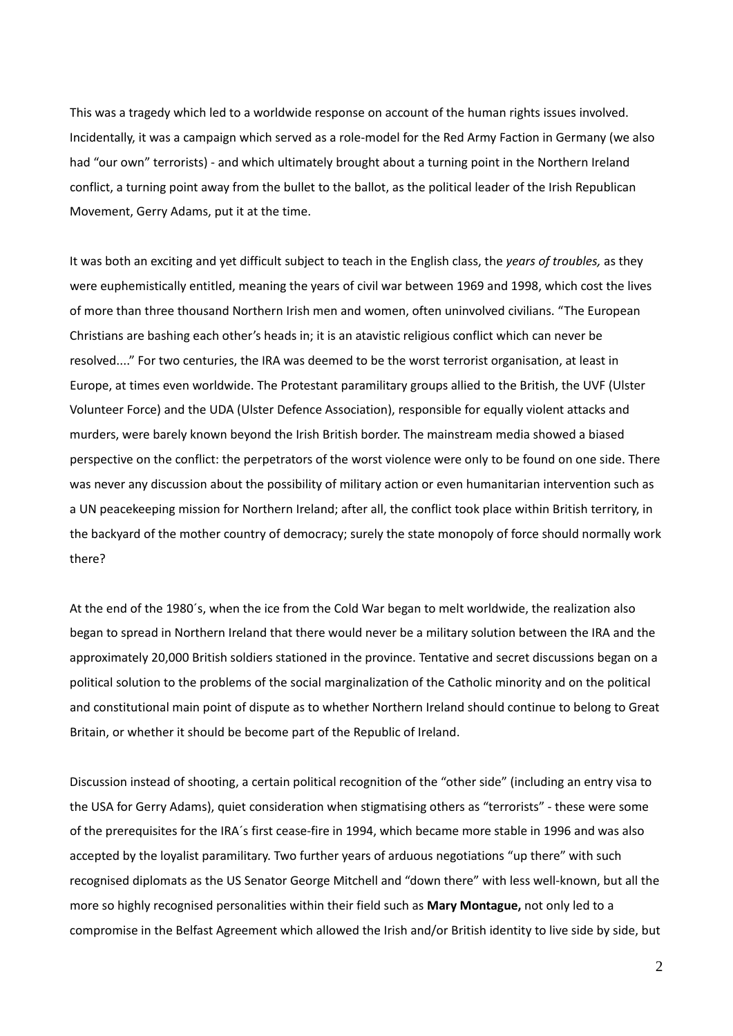This was a tragedy which led to a worldwide response on account of the human rights issues involved. Incidentally, it was a campaign which served as a role-model for the Red Army Faction in Germany (we also had "our own" terrorists) - and which ultimately brought about a turning point in the Northern Ireland conflict, a turning point away from the bullet to the ballot, as the political leader of the Irish Republican Movement, Gerry Adams, put it at the time.

It was both an exciting and yet difficult subject to teach in the English class, the *years of troubles,* as they were euphemistically entitled, meaning the years of civil war between 1969 and 1998, which cost the lives of more than three thousand Northern Irish men and women, often uninvolved civilians. "The European Christians are bashing each other's heads in; it is an atavistic religious conflict which can never be resolved...." For two centuries, the IRA was deemed to be the worst terrorist organisation, at least in Europe, at times even worldwide. The Protestant paramilitary groups allied to the British, the UVF (Ulster Volunteer Force) and the UDA (Ulster Defence Association), responsible for equally violent attacks and murders, were barely known beyond the Irish British border. The mainstream media showed a biased perspective on the conflict: the perpetrators of the worst violence were only to be found on one side. There was never any discussion about the possibility of military action or even humanitarian intervention such as a UN peacekeeping mission for Northern Ireland; after all, the conflict took place within British territory, in the backyard of the mother country of democracy; surely the state monopoly of force should normally work there?

At the end of the 1980´s, when the ice from the Cold War began to melt worldwide, the realization also began to spread in Northern Ireland that there would never be a military solution between the IRA and the approximately 20,000 British soldiers stationed in the province. Tentative and secret discussions began on a political solution to the problems of the social marginalization of the Catholic minority and on the political and constitutional main point of dispute as to whether Northern Ireland should continue to belong to Great Britain, or whether it should be become part of the Republic of Ireland.

Discussion instead of shooting, a certain political recognition of the "other side" (including an entry visa to the USA for Gerry Adams), quiet consideration when stigmatising others as "terrorists" - these were some of the prerequisites for the IRA´s first cease-fire in 1994, which became more stable in 1996 and was also accepted by the loyalist paramilitary. Two further years of arduous negotiations "up there" with such recognised diplomats as the US Senator George Mitchell and "down there" with less well-known, but all the more so highly recognised personalities within their field such as **Mary Montague,** not only led to a compromise in the Belfast Agreement which allowed the Irish and/or British identity to live side by side, but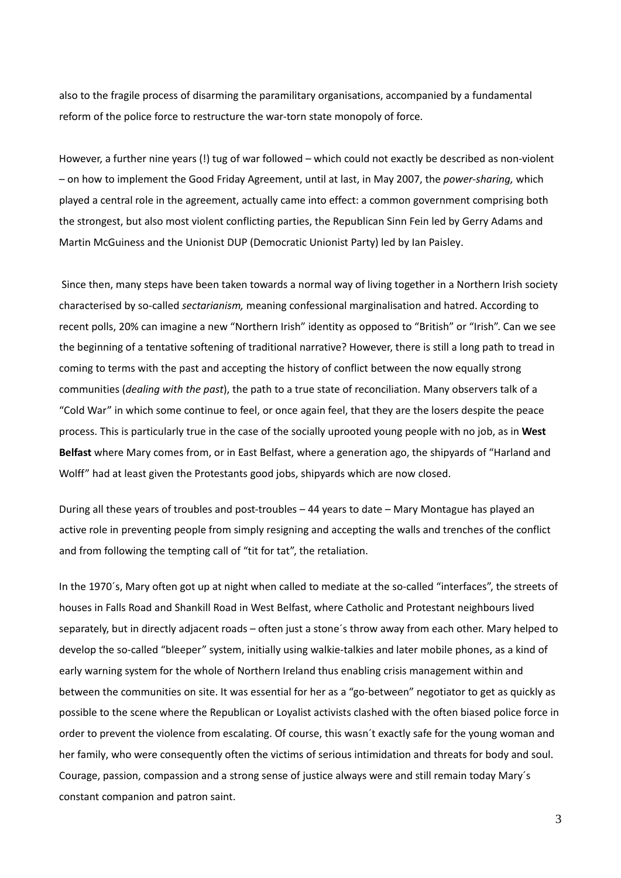also to the fragile process of disarming the paramilitary organisations, accompanied by a fundamental reform of the police force to restructure the war-torn state monopoly of force.

However, a further nine years (!) tug of war followed – which could not exactly be described as non-violent – on how to implement the Good Friday Agreement, until at last, in May 2007, the *power-sharing,* which played a central role in the agreement, actually came into effect: a common government comprising both the strongest, but also most violent conflicting parties, the Republican Sinn Fein led by Gerry Adams and Martin McGuiness and the Unionist DUP (Democratic Unionist Party) led by Ian Paisley.

Since then, many steps have been taken towards a normal way of living together in a Northern Irish society characterised by so-called *sectarianism,* meaning confessional marginalisation and hatred. According to recent polls, 20% can imagine a new "Northern Irish" identity as opposed to "British" or "Irish". Can we see the beginning of a tentative softening of traditional narrative? However, there is still a long path to tread in coming to terms with the past and accepting the history of conflict between the now equally strong communities (*dealing with the past*), the path to a true state of reconciliation. Many observers talk of a "Cold War" in which some continue to feel, or once again feel, that they are the losers despite the peace process. This is particularly true in the case of the socially uprooted young people with no job, as in **West Belfast** where Mary comes from, or in East Belfast, where a generation ago, the shipyards of "Harland and Wolff" had at least given the Protestants good jobs, shipyards which are now closed.

During all these years of troubles and post-troubles – 44 years to date – Mary Montague has played an active role in preventing people from simply resigning and accepting the walls and trenches of the conflict and from following the tempting call of "tit for tat", the retaliation.

In the 1970´s, Mary often got up at night when called to mediate at the so-called "interfaces", the streets of houses in Falls Road and Shankill Road in West Belfast, where Catholic and Protestant neighbours lived separately, but in directly adjacent roads – often just a stone´s throw away from each other. Mary helped to develop the so-called "bleeper" system, initially using walkie-talkies and later mobile phones, as a kind of early warning system for the whole of Northern Ireland thus enabling crisis management within and between the communities on site. It was essential for her as a "go-between" negotiator to get as quickly as possible to the scene where the Republican or Loyalist activists clashed with the often biased police force in order to prevent the violence from escalating. Of course, this wasn´t exactly safe for the young woman and her family, who were consequently often the victims of serious intimidation and threats for body and soul. Courage, passion, compassion and a strong sense of justice always were and still remain today Mary´s constant companion and patron saint.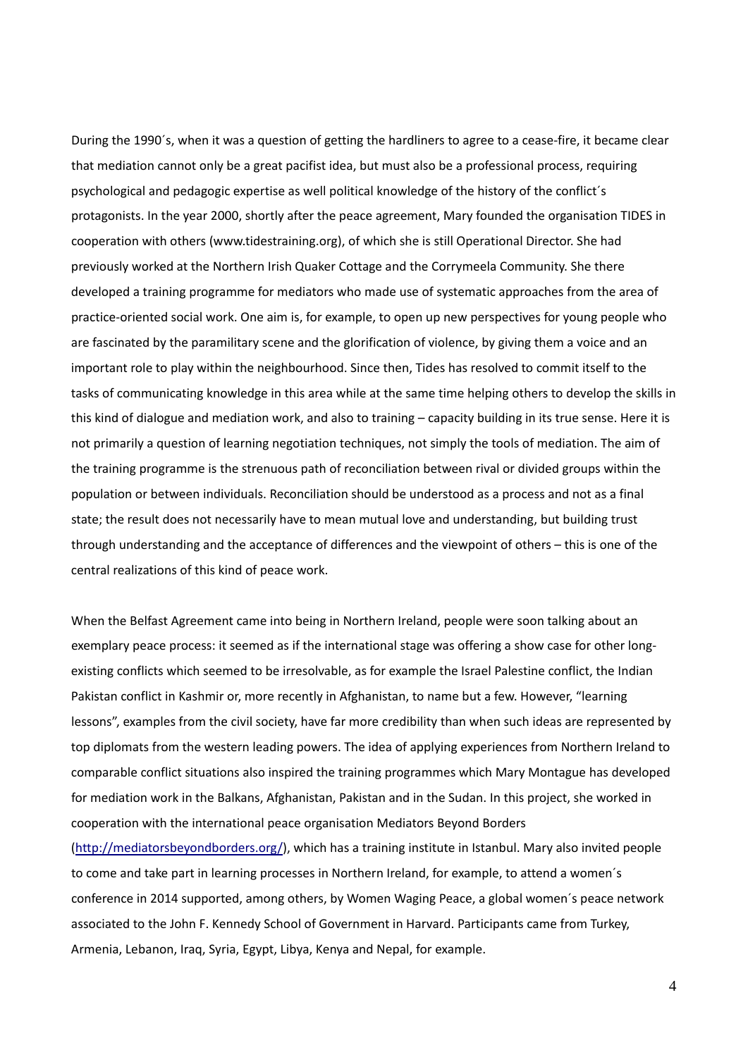During the 1990´s, when it was a question of getting the hardliners to agree to a cease-fire, it became clear that mediation cannot only be a great pacifist idea, but must also be a professional process, requiring psychological and pedagogic expertise as well political knowledge of the history of the conflict´s protagonists. In the year 2000, shortly after the peace agreement, Mary founded the organisation TIDES in cooperation with others (www.tidestraining.org), of which she is still Operational Director. She had previously worked at the Northern Irish Quaker Cottage and the Corrymeela Community. She there developed a training programme for mediators who made use of systematic approaches from the area of practice-oriented social work. One aim is, for example, to open up new perspectives for young people who are fascinated by the paramilitary scene and the glorification of violence, by giving them a voice and an important role to play within the neighbourhood. Since then, Tides has resolved to commit itself to the tasks of communicating knowledge in this area while at the same time helping others to develop the skills in this kind of dialogue and mediation work, and also to training – capacity building in its true sense. Here it is not primarily a question of learning negotiation techniques, not simply the tools of mediation. The aim of the training programme is the strenuous path of reconciliation between rival or divided groups within the population or between individuals. Reconciliation should be understood as a process and not as a final state; the result does not necessarily have to mean mutual love and understanding, but building trust through understanding and the acceptance of differences and the viewpoint of others – this is one of the central realizations of this kind of peace work.

When the Belfast Agreement came into being in Northern Ireland, people were soon talking about an exemplary peace process: it seemed as if the international stage was offering a show case for other long-existing conflicts which seemed to be irresolvable, as for example the Israel Palestine conflict, the Indian Pakistan conflict in Kashmir or, more recently in Afghanistan, to name but a few. However, "learning lessons", examples from the civil society, have far more credibility than when such ideas are represented by top diplomats from the western leading powers. The idea of applying experiences from Northern Ireland to comparable conflict situations also inspired the training programmes which Mary Montague has developed for mediation work in the Balkans, Afghanistan, Pakistan and in the Sudan. In this project, she worked in cooperation with the international peace organisation Mediators Beyond Borders (http://mediatorsbeyondborders.org/), which has a training institute in Istanbul. Mary also invited people to come and take part in learning processes in Northern Ireland, for example, to attend a women´s conference in 2014 supported, among others, by Women Waging Peace, a global women´s peace network associated to the John F. Kennedy School of Government in Harvard. Participants came from Turkey, Armenia, Lebanon, Iraq, Syria, Egypt, Libya, Kenya and Nepal, for example.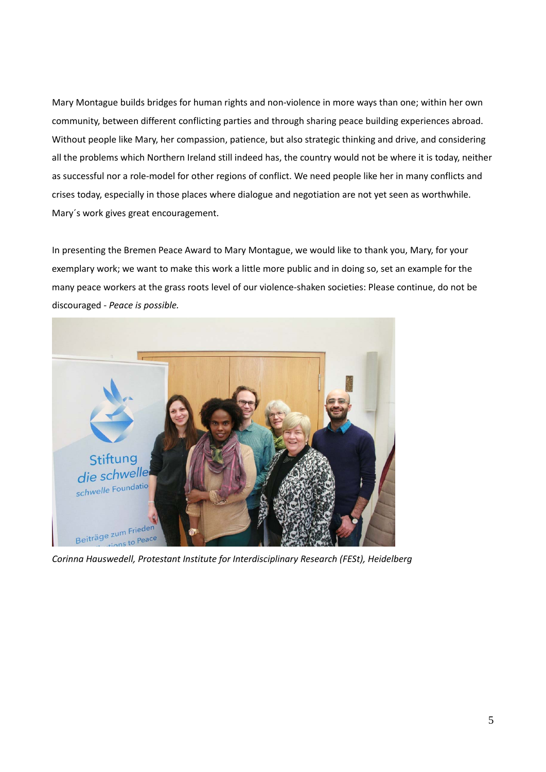Mary Montague builds bridges for human rights and non-violence in more ways than one; within her own community, between different conflicting parties and through sharing peace building experiences abroad. Without people like Mary, her compassion, patience, but also strategic thinking and drive, and considering all the problems which Northern Ireland still indeed has, the country would not be where it is today, neither as successful nor a role-model for other regions of conflict. We need people like her in many conflicts and crises today, especially in those places where dialogue and negotiation are not yet seen as worthwhile. Mary´s work gives great encouragement.

In presenting the Bremen Peace Award to Mary Montague, we would like to thank you, Mary, for your exemplary work; we want to make this work a little more public and in doing so, set an example for the many peace workers at the grass roots level of our violence-shaken societies: Please continue, do not be discouraged - *Peace is possible.*

*Corinna Hauswedell, Protestant Institute for Interdisciplinary Research (FESt), Heidelberg*